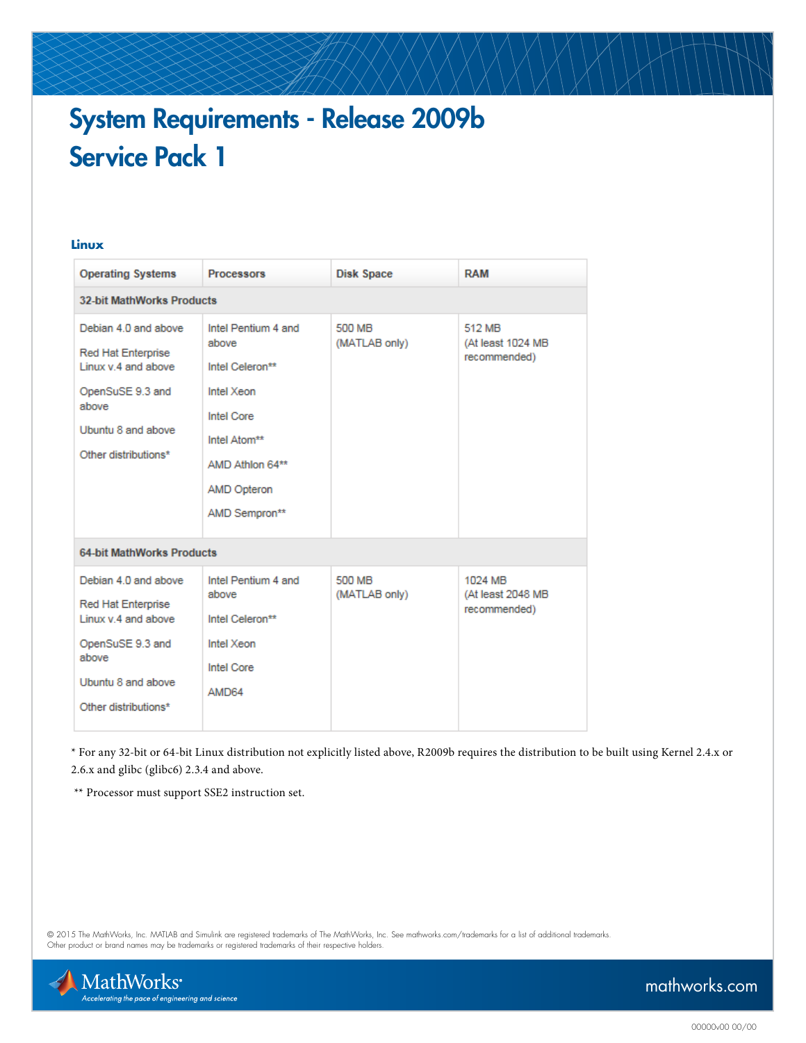# System Requirements - Release 2009b Service Pack 1

### Linux

| Operating Systems | Processors | Disk Space | RAM |
|---|---|---|---|
| **32-bit MathWorks Products** | | | |
| Debian 4.0 and above<br>Red Hat Enterprise Linux v.4 and above<br>OpenSuSE 9.3 and above<br>Ubuntu 8 and above<br>Other distributions* | Intel Pentium 4 and above<br>Intel Celeron**<br>Intel Xeon<br>Intel Core<br>Intel Atom**<br>AMD Athlon 64**<br>AMD Opteron<br>AMD Sempron** | 500 MB (MATLAB only) | 512 MB (At least 1024 MB recommended) |
| **64-bit MathWorks Products** | | | |
| Debian 4.0 and above<br>Red Hat Enterprise Linux v.4 and above<br>OpenSuSE 9.3 and above<br>Ubuntu 8 and above<br>Other distributions* | Intel Pentium 4 and above<br>Intel Celeron**<br>Intel Xeon<br>Intel Core<br>AMD64 | 500 MB (MATLAB only) | 1024 MB (At least 2048 MB recommended) |

* For any 32-bit or 64-bit Linux distribution not explicitly listed above, R2009b requires the distribution to be built using Kernel 2.4.x or 2.6.x and glibc (glibc6) 2.3.4 and above.

** Processor must support SSE2 instruction set.

© 2015 The MathWorks, Inc. MATLAB and Simulink are registered trademarks of The MathWorks, Inc. See mathworks.com/trademarks for a list of additional trademarks. Other product or brand names may be trademarks or registered trademarks of their respective holders.

MathWorks®
*Accelerating the pace of engineering and science*

mathworks.com

00000v00 00/00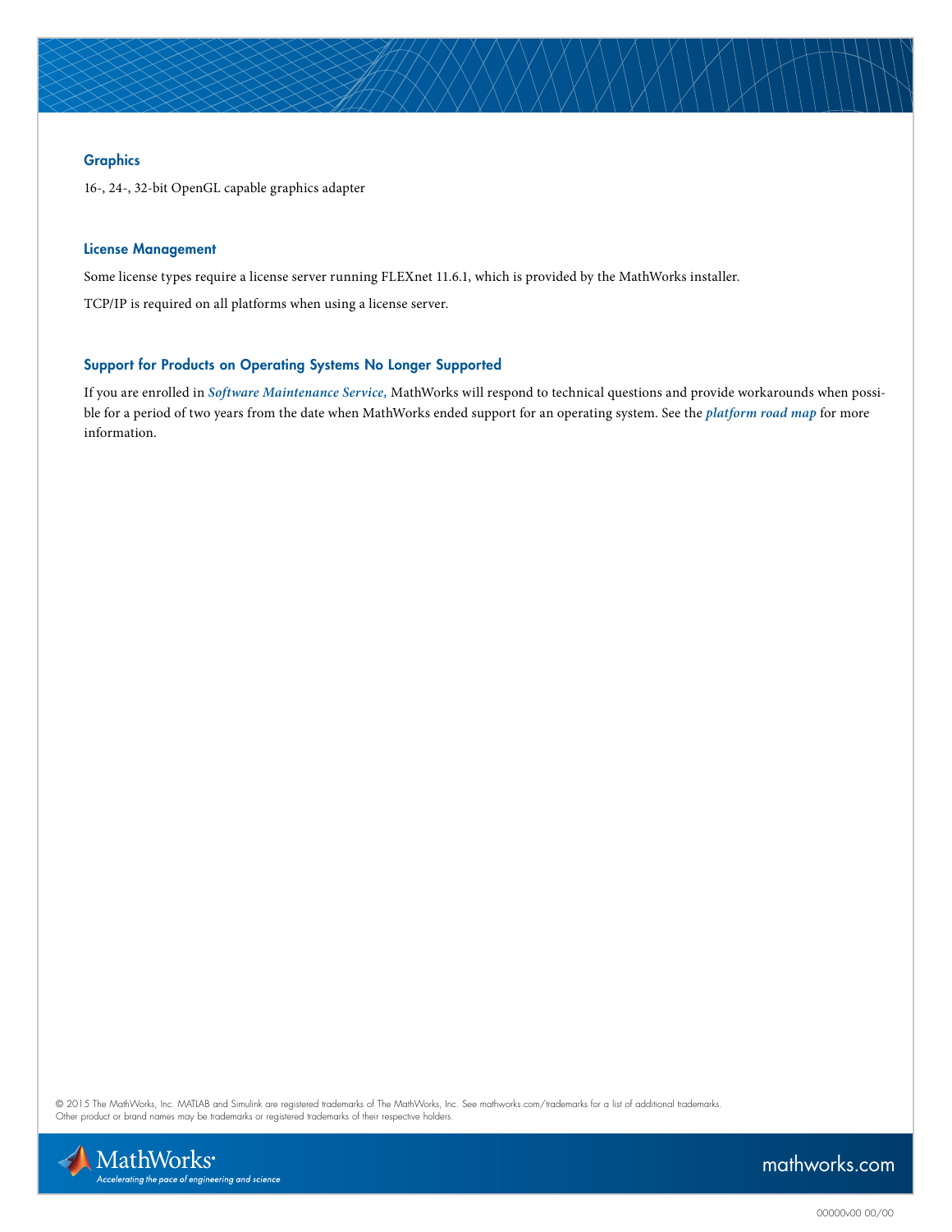### Graphics

16-, 24-, 32-bit OpenGL capable graphics adapter

### License Management

Some license types require a license server running FLEXnet 11.6.1, which is provided by the MathWorks installer.

TCP/IP is required on all platforms when using a license server.

### Support for Products on Operating Systems No Longer Supported

If you are enrolled in ***Software Maintenance Service,*** MathWorks will respond to technical questions and provide workarounds when possible for a period of two years from the date when MathWorks ended support for an operating system. See the ***platform road map*** for more information.

© 2015 The MathWorks, Inc. MATLAB and Simulink are registered trademarks of The MathWorks, Inc. See mathworks.com/trademarks for a list of additional trademarks. Other product or brand names may be trademarks or registered trademarks of their respective holders.

MathWorks
*Accelerating the pace of engineering and science*

mathworks.com

00000v00 00/00